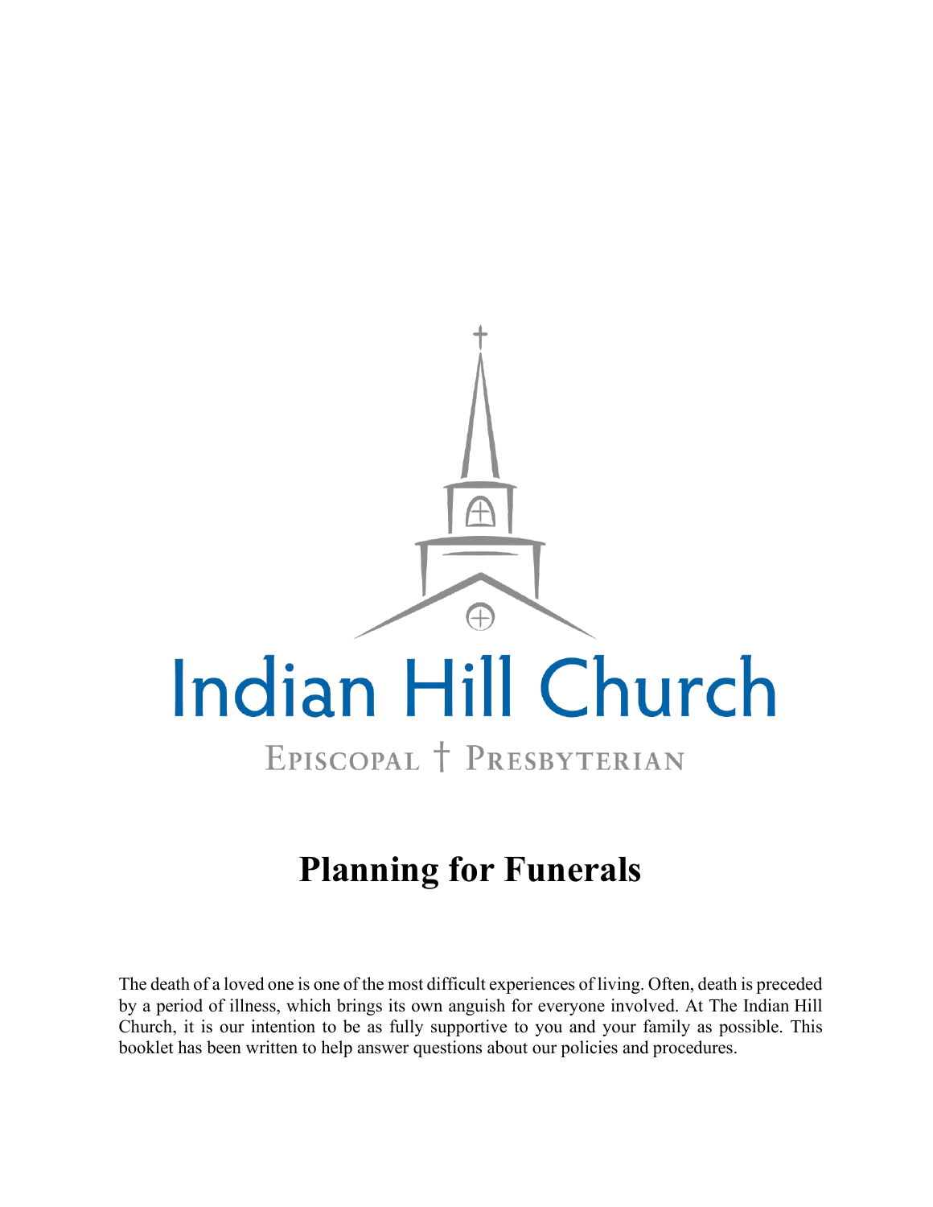Indian Hill Church

EPISCOPAL † PRESBYTERIAN

# Planning for Funerals

The death of a loved one is one of the most difficult experiences of living. Often, death is preceded by a period of illness, which brings its own anguish for everyone involved. At The Indian Hill Church, it is our intention to be as fully supportive to you and your family as possible. This booklet has been written to help answer questions about our policies and procedures.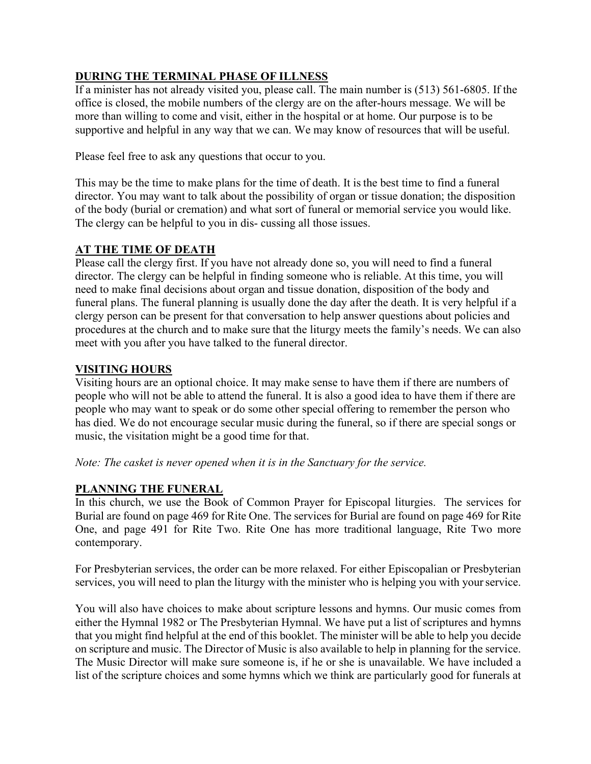**DURING THE TERMINAL PHASE OF ILLNESS**

If a minister has not already visited you, please call. The main number is (513) 561-6805. If the office is closed, the mobile numbers of the clergy are on the after-hours message. We will be more than willing to come and visit, either in the hospital or at home. Our purpose is to be supportive and helpful in any way that we can. We may know of resources that will be useful.

Please feel free to ask any questions that occur to you.

This may be the time to make plans for the time of death. It is the best time to find a funeral director. You may want to talk about the possibility of organ or tissue donation; the disposition of the body (burial or cremation) and what sort of funeral or memorial service you would like. The clergy can be helpful to you in dis- cussing all those issues.

**AT THE TIME OF DEATH**

Please call the clergy first. If you have not already done so, you will need to find a funeral director. The clergy can be helpful in finding someone who is reliable. At this time, you will need to make final decisions about organ and tissue donation, disposition of the body and funeral plans. The funeral planning is usually done the day after the death. It is very helpful if a clergy person can be present for that conversation to help answer questions about policies and procedures at the church and to make sure that the liturgy meets the family's needs. We can also meet with you after you have talked to the funeral director.

**VISITING HOURS**

Visiting hours are an optional choice. It may make sense to have them if there are numbers of people who will not be able to attend the funeral. It is also a good idea to have them if there are people who may want to speak or do some other special offering to remember the person who has died. We do not encourage secular music during the funeral, so if there are special songs or music, the visitation might be a good time for that.

*Note: The casket is never opened when it is in the Sanctuary for the service.*

**PLANNING THE FUNERAL**

In this church, we use the Book of Common Prayer for Episcopal liturgies. The services for Burial are found on page 469 for Rite One. The services for Burial are found on page 469 for Rite One, and page 491 for Rite Two. Rite One has more traditional language, Rite Two more contemporary.

For Presbyterian services, the order can be more relaxed. For either Episcopalian or Presbyterian services, you will need to plan the liturgy with the minister who is helping you with your service.

You will also have choices to make about scripture lessons and hymns. Our music comes from either the Hymnal 1982 or The Presbyterian Hymnal. We have put a list of scriptures and hymns that you might find helpful at the end of this booklet. The minister will be able to help you decide on scripture and music. The Director of Music is also available to help in planning for the service. The Music Director will make sure someone is, if he or she is unavailable. We have included a list of the scripture choices and some hymns which we think are particularly good for funerals at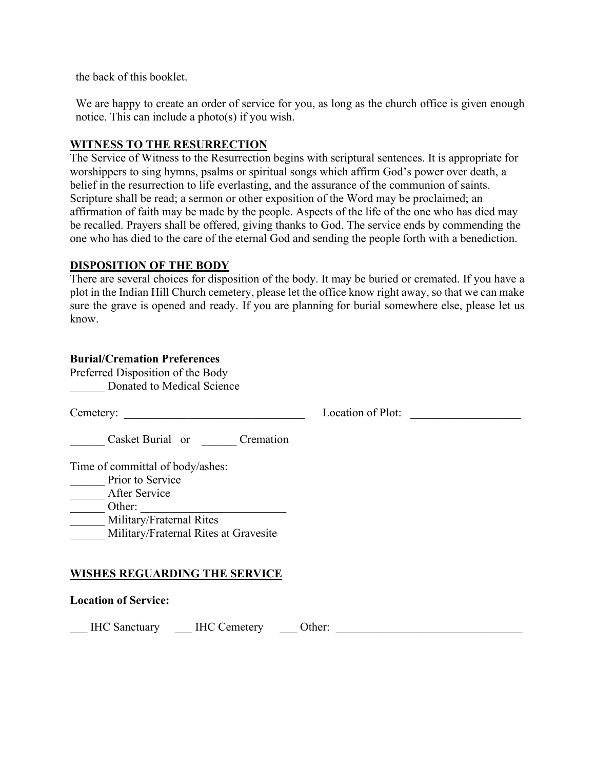the back of this booklet.

We are happy to create an order of service for you, as long as the church office is given enough notice. This can include a photo(s) if you wish.

## WITNESS TO THE RESURRECTION

The Service of Witness to the Resurrection begins with scriptural sentences. It is appropriate for worshippers to sing hymns, psalms or spiritual songs which affirm God's power over death, a belief in the resurrection to life everlasting, and the assurance of the communion of saints. Scripture shall be read; a sermon or other exposition of the Word may be proclaimed; an affirmation of faith may be made by the people. Aspects of the life of the one who has died may be recalled. Prayers shall be offered, giving thanks to God. The service ends by commending the one who has died to the care of the eternal God and sending the people forth with a benediction.

## DISPOSITION OF THE BODY

There are several choices for disposition of the body. It may be buried or cremated. If you have a plot in the Indian Hill Church cemetery, please let the office know right away, so that we can make sure the grave is opened and ready. If you are planning for burial somewhere else, please let us know.

**Burial/Cremation Preferences**

Preferred Disposition of the Body

______ Donated to Medical Science

Cemetery: _______________________________ Location of Plot: ___________________

______ Casket Burial or ______ Cremation

Time of committal of body/ashes:

______ Prior to Service
______ After Service
______ Other: _________________________
______ Military/Fraternal Rites
______ Military/Fraternal Rites at Gravesite

## WISHES REGUARDING THE SERVICE

**Location of Service:**

___ IHC Sanctuary ___ IHC Cemetery ___ Other: ________________________________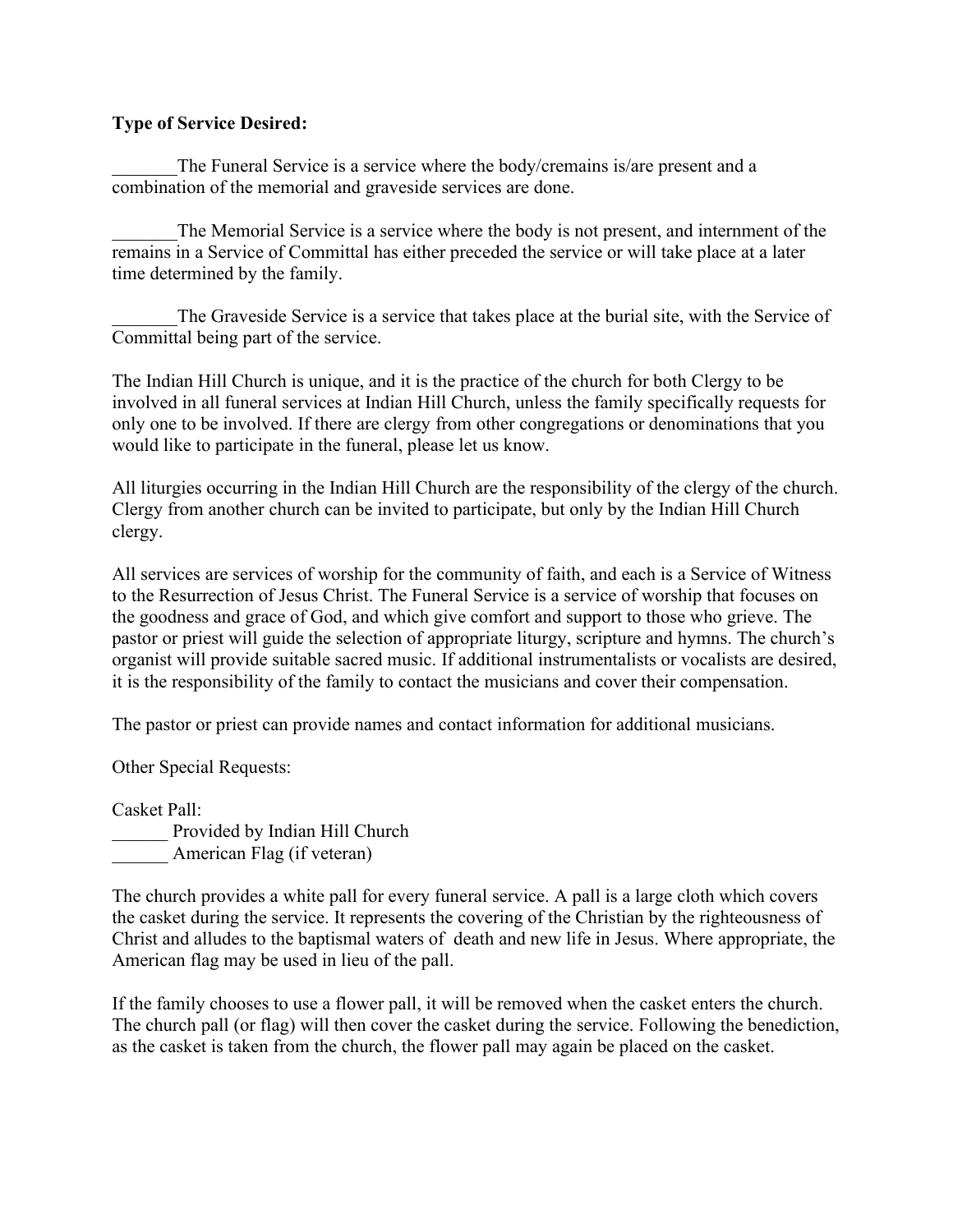**Type of Service Desired:**

_______The Funeral Service is a service where the body/cremains is/are present and a combination of the memorial and graveside services are done.

_______The Memorial Service is a service where the body is not present, and internment of the remains in a Service of Committal has either preceded the service or will take place at a later time determined by the family.

_______The Graveside Service is a service that takes place at the burial site, with the Service of Committal being part of the service.

The Indian Hill Church is unique, and it is the practice of the church for both Clergy to be involved in all funeral services at Indian Hill Church, unless the family specifically requests for only one to be involved. If there are clergy from other congregations or denominations that you would like to participate in the funeral, please let us know.

All liturgies occurring in the Indian Hill Church are the responsibility of the clergy of the church. Clergy from another church can be invited to participate, but only by the Indian Hill Church clergy.

All services are services of worship for the community of faith, and each is a Service of Witness to the Resurrection of Jesus Christ. The Funeral Service is a service of worship that focuses on the goodness and grace of God, and which give comfort and support to those who grieve. The pastor or priest will guide the selection of appropriate liturgy, scripture and hymns. The church's organist will provide suitable sacred music. If additional instrumentalists or vocalists are desired, it is the responsibility of the family to contact the musicians and cover their compensation.

The pastor or priest can provide names and contact information for additional musicians.

Other Special Requests:

Casket Pall:
______ Provided by Indian Hill Church
______ American Flag (if veteran)

The church provides a white pall for every funeral service. A pall is a large cloth which covers the casket during the service. It represents the covering of the Christian by the righteousness of Christ and alludes to the baptismal waters of death and new life in Jesus. Where appropriate, the American flag may be used in lieu of the pall.

If the family chooses to use a flower pall, it will be removed when the casket enters the church. The church pall (or flag) will then cover the casket during the service. Following the benediction, as the casket is taken from the church, the flower pall may again be placed on the casket.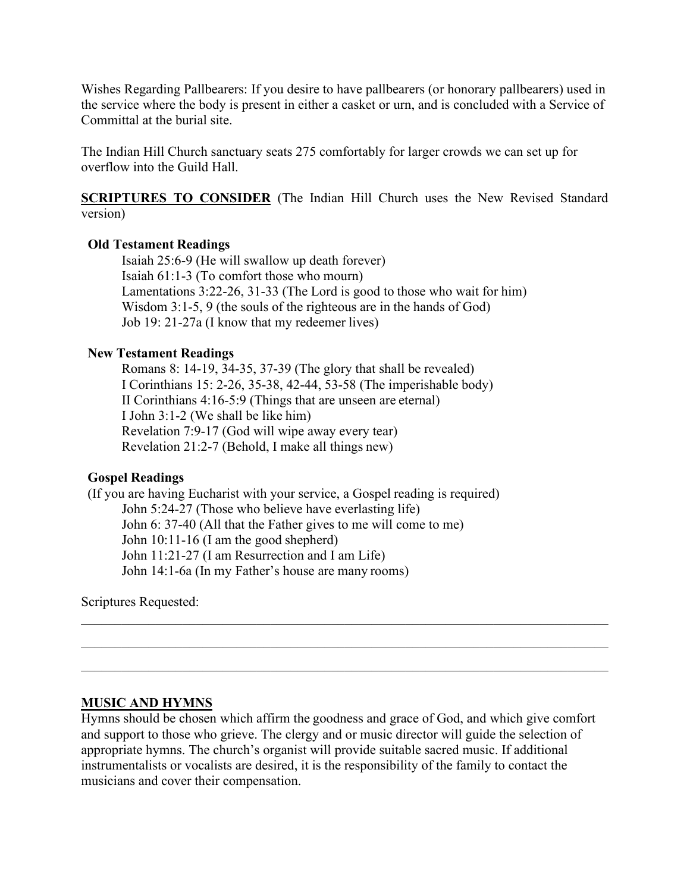Wishes Regarding Pallbearers: If you desire to have pallbearers (or honorary pallbearers) used in the service where the body is present in either a casket or urn, and is concluded with a Service of Committal at the burial site.

The Indian Hill Church sanctuary seats 275 comfortably for larger crowds we can set up for overflow into the Guild Hall.

**SCRIPTURES TO CONSIDER** (The Indian Hill Church uses the New Revised Standard version)

**Old Testament Readings**

Isaiah 25:6-9 (He will swallow up death forever)
Isaiah 61:1-3 (To comfort those who mourn)
Lamentations 3:22-26, 31-33 (The Lord is good to those who wait for him)
Wisdom 3:1-5, 9 (the souls of the righteous are in the hands of God)
Job 19: 21-27a (I know that my redeemer lives)

**New Testament Readings**

Romans 8: 14-19, 34-35, 37-39 (The glory that shall be revealed)
I Corinthians 15: 2-26, 35-38, 42-44, 53-58 (The imperishable body)
II Corinthians 4:16-5:9 (Things that are unseen are eternal)
I John 3:1-2 (We shall be like him)
Revelation 7:9-17 (God will wipe away every tear)
Revelation 21:2-7 (Behold, I make all things new)

**Gospel Readings**

(If you are having Eucharist with your service, a Gospel reading is required)

John 5:24-27 (Those who believe have everlasting life)
John 6: 37-40 (All that the Father gives to me will come to me)
John 10:11-16 (I am the good shepherd)
John 11:21-27 (I am Resurrection and I am Life)
John 14:1-6a (In my Father's house are many rooms)

Scriptures Requested:

\_\_\_\_\_\_\_\_\_\_\_\_\_\_\_\_\_\_\_\_\_\_\_\_\_\_\_\_\_\_\_\_\_\_\_\_\_\_\_\_\_\_\_\_\_\_\_\_\_\_\_\_\_\_\_\_\_\_\_\_\_\_\_\_\_\_\_\_\_\_

\_\_\_\_\_\_\_\_\_\_\_\_\_\_\_\_\_\_\_\_\_\_\_\_\_\_\_\_\_\_\_\_\_\_\_\_\_\_\_\_\_\_\_\_\_\_\_\_\_\_\_\_\_\_\_\_\_\_\_\_\_\_\_\_\_\_\_\_\_\_

\_\_\_\_\_\_\_\_\_\_\_\_\_\_\_\_\_\_\_\_\_\_\_\_\_\_\_\_\_\_\_\_\_\_\_\_\_\_\_\_\_\_\_\_\_\_\_\_\_\_\_\_\_\_\_\_\_\_\_\_\_\_\_\_\_\_\_\_\_\_

**MUSIC AND HYMNS**

Hymns should be chosen which affirm the goodness and grace of God, and which give comfort and support to those who grieve. The clergy and or music director will guide the selection of appropriate hymns. The church's organist will provide suitable sacred music. If additional instrumentalists or vocalists are desired, it is the responsibility of the family to contact the musicians and cover their compensation.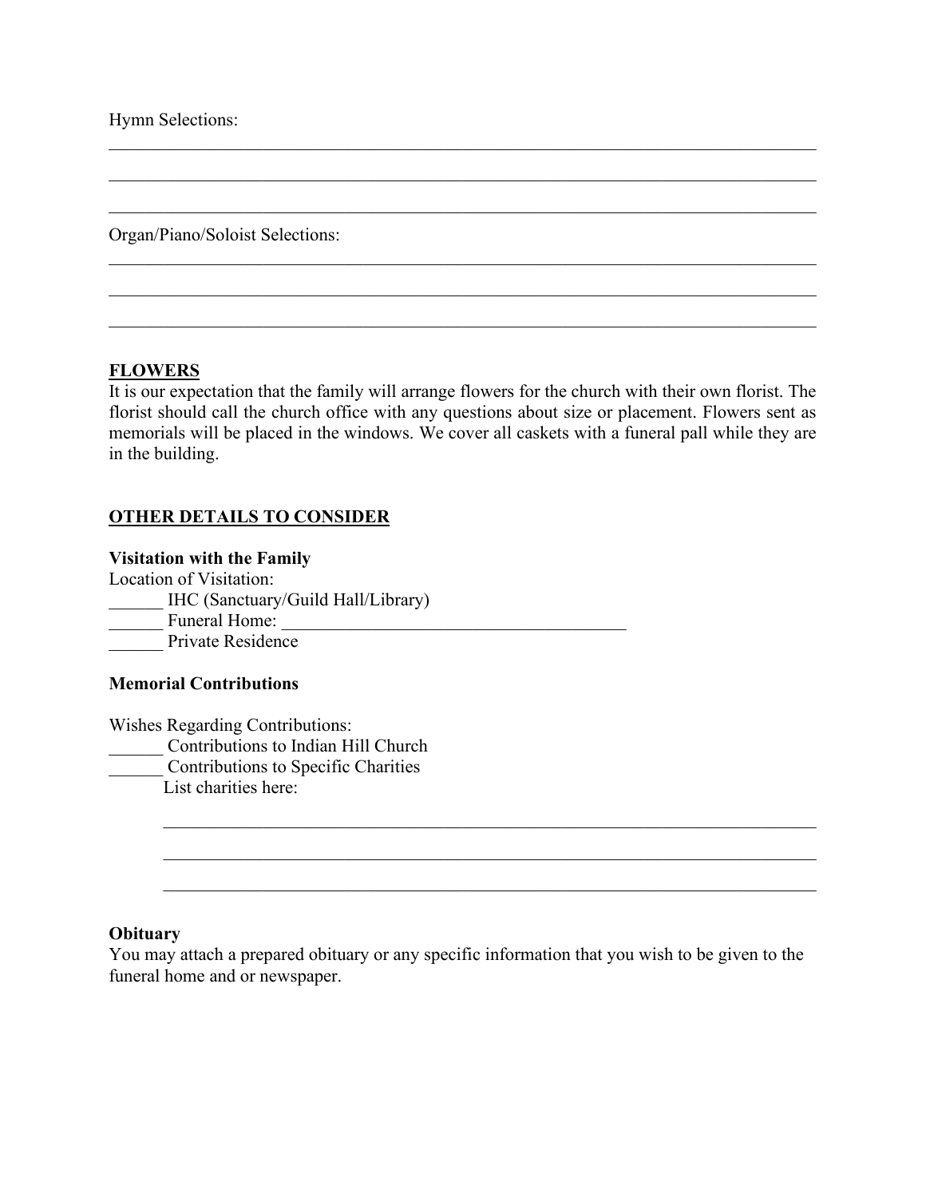Hymn Selections:

______________________________________________________________________________

______________________________________________________________________________

______________________________________________________________________________

Organ/Piano/Soloist Selections:

______________________________________________________________________________

______________________________________________________________________________

______________________________________________________________________________

## FLOWERS

It is our expectation that the family will arrange flowers for the church with their own florist. The florist should call the church office with any questions about size or placement. Flowers sent as memorials will be placed in the windows. We cover all caskets with a funeral pall while they are in the building.

## OTHER DETAILS TO CONSIDER

**Visitation with the Family**

Location of Visitation:

______ IHC (Sanctuary/Guild Hall/Library)

______ Funeral Home: ________________________________________

______ Private Residence

**Memorial Contributions**

Wishes Regarding Contributions:

______ Contributions to Indian Hill Church

______ Contributions to Specific Charities

List charities here:

________________________________________________________________________

________________________________________________________________________

________________________________________________________________________

**Obituary**

You may attach a prepared obituary or any specific information that you wish to be given to the funeral home and or newspaper.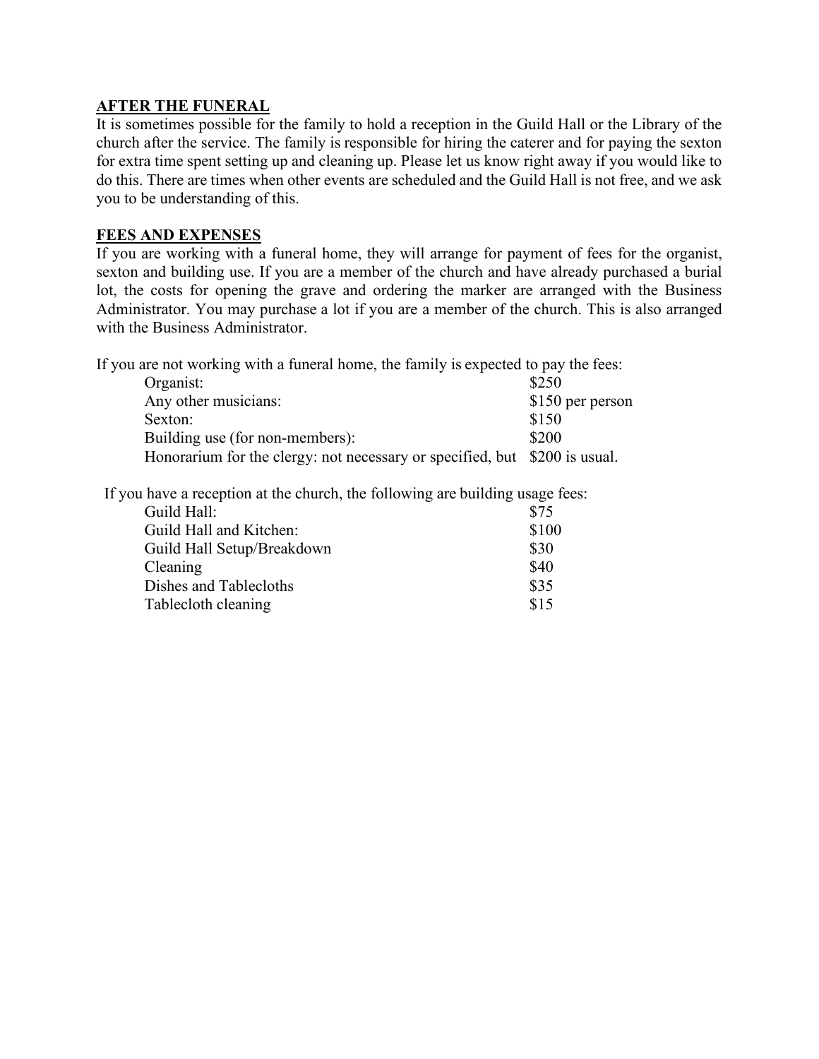## AFTER THE FUNERAL

It is sometimes possible for the family to hold a reception in the Guild Hall or the Library of the church after the service. The family is responsible for hiring the caterer and for paying the sexton for extra time spent setting up and cleaning up. Please let us know right away if you would like to do this. There are times when other events are scheduled and the Guild Hall is not free, and we ask you to be understanding of this.

## FEES AND EXPENSES

If you are working with a funeral home, they will arrange for payment of fees for the organist, sexton and building use. If you are a member of the church and have already purchased a burial lot, the costs for opening the grave and ordering the marker are arranged with the Business Administrator. You may purchase a lot if you are a member of the church. This is also arranged with the Business Administrator.

If you are not working with a funeral home, the family is expected to pay the fees:

| | |
|---|---|
| Organist: | $250 |
| Any other musicians: | $150 per person |
| Sexton: | $150 |
| Building use (for non-members): | $200 |
| Honorarium for the clergy: not necessary or specified, but | $200 is usual. |

If you have a reception at the church, the following are building usage fees:

| | |
|---|---|
| Guild Hall: | $75 |
| Guild Hall and Kitchen: | $100 |
| Guild Hall Setup/Breakdown | $30 |
| Cleaning | $40 |
| Dishes and Tablecloths | $35 |
| Tablecloth cleaning | $15 |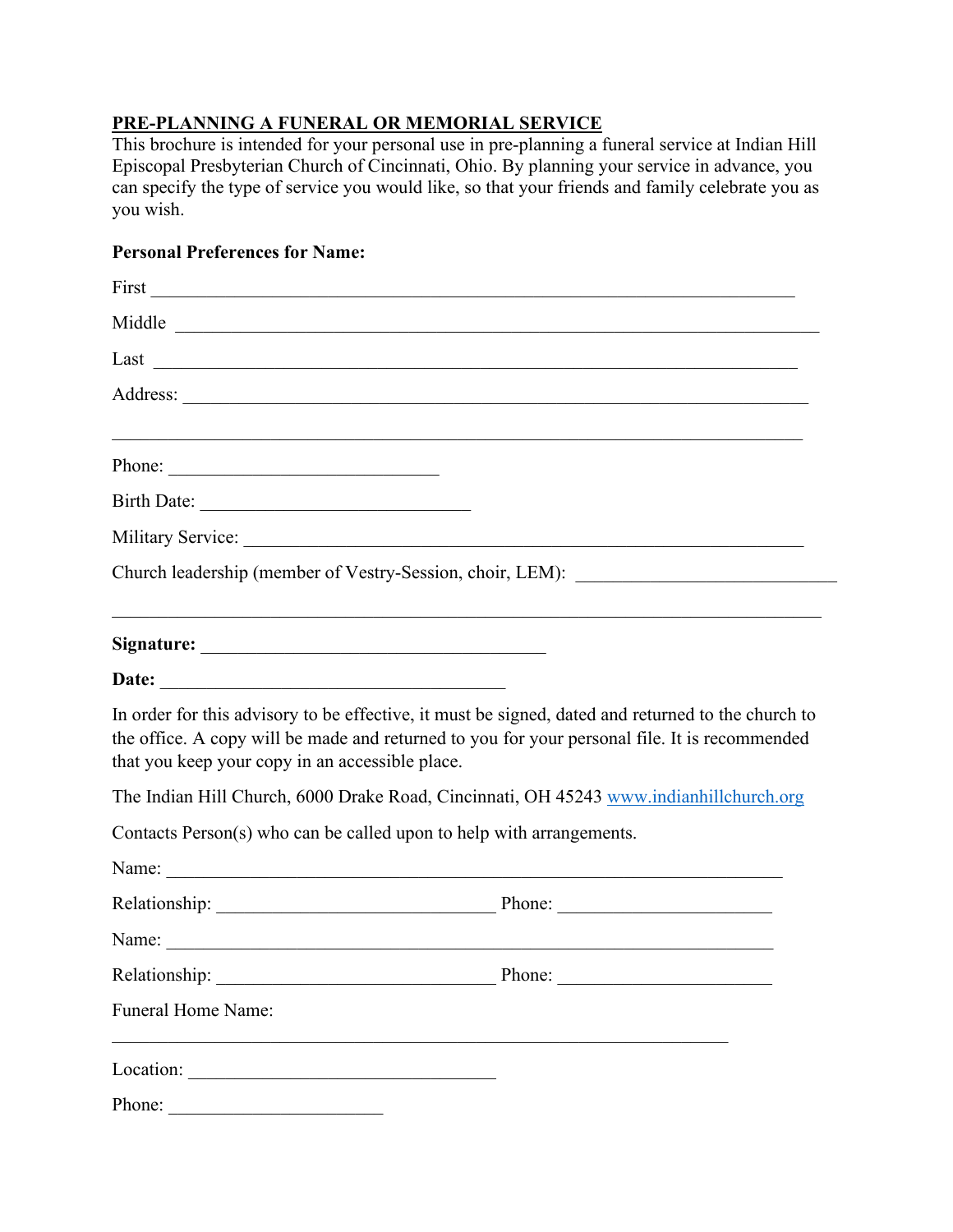## PRE-PLANNING A FUNERAL OR MEMORIAL SERVICE

This brochure is intended for your personal use in pre-planning a funeral service at Indian Hill Episcopal Presbyterian Church of Cincinnati, Ohio. By planning your service in advance, you can specify the type of service you would like, so that your friends and family celebrate you as you wish.

**Personal Preferences for Name:**

First ______________________________________________________________________

Middle ____________________________________________________________________

Last ______________________________________________________________________

Address: ___________________________________________________________________

___________________________________________________________________________

Phone: _____________________________

Birth Date: _____________________________

Military Service: ______________________________________________________________

Church leadership (member of Vestry-Session, choir, LEM): ___________________________

___________________________________________________________________________

**Signature:** _____________________________________

**Date:** _____________________________________

In order for this advisory to be effective, it must be signed, dated and returned to the church to the office. A copy will be made and returned to you for your personal file. It is recommended that you keep your copy in an accessible place.

The Indian Hill Church, 6000 Drake Road, Cincinnati, OH 45243 www.indianhillchurch.org

Contacts Person(s) who can be called upon to help with arrangements.

Name: _____________________________________________________________________

Relationship: ______________________________ Phone: ______________________

Name: _____________________________________________________________________

Relationship: ______________________________ Phone: ______________________

Funeral Home Name:

___________________________________________________________________

Location: _________________________________

Phone: _______________________